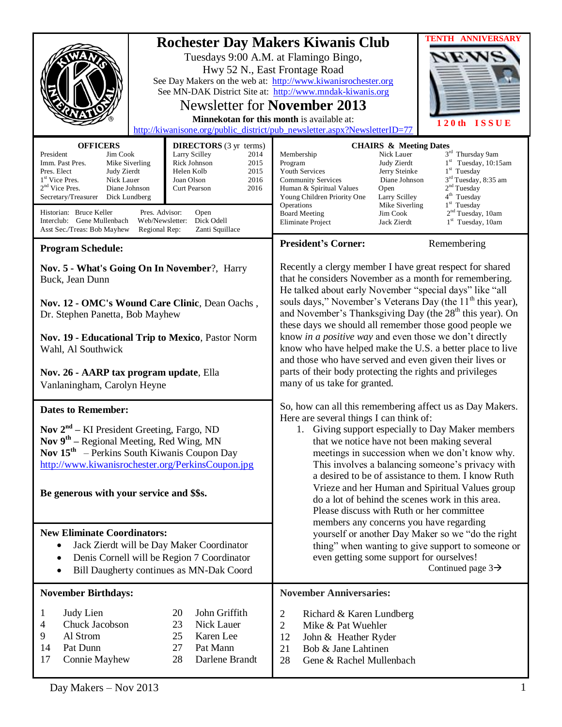# Rochester Day Makers Kiwanis Club

Tuesdays 9:00 A.M. at Flamingo Bingo,
Hwy 52 N., East Frontage Road

See Day Makers on the web at: http://www.kiwanisrochester.org

See MN-DAK District Site at: http://www.mndak-kiwanis.org

## Newsletter for November 2013

**Minnekotan for this month** is available at:
http://kiwanisone.org/public_district/pub_newsletter.aspx?NewsletterID=77

TENTH ANNIVERSARY

120th ISSUE

### OFFICERS

| | |
|---|---|
| President | Jim Cook |
| Imm. Past Pres. | Mike Siverling |
| Pres. Elect | Judy Zierdt |
| 1st Vice Pres. | Nick Lauer |
| 2nd Vice Pres. | Diane Johnson |
| Secretary/Treasurer | Dick Lundberg |

### DIRECTORS (3 yr terms)

| | |
|---|---|
| Larry Scilley | 2014 |
| Rick Johnson | 2015 |
| Helen Kolb | 2015 |
| Joan Olson | 2016 |
| Curt Pearson | 2016 |

Historian: Bruce Keller — Pres. Advisor: Open
Interclub: Gene Mullenbach — Web/Newsletter: Dick Odell
Asst Sec./Treas: Bob Mayhew — Regional Rep: Zanti Squillace

### CHAIRS & Meeting Dates

| | | |
|---|---|---|
| Membership | Nick Lauer | 3rd Thursday 9am |
| Program | Judy Zierdt | 1st Tuesday, 10:15am |
| Youth Services | Jerry Steinke | 1st Tuesday |
| Community Services | Diane Johnson | 3rd Tuesday, 8:35 am |
| Human & Spiritual Values | Open | 2nd Tuesday |
| Young Children Priority One | Larry Scilley | 4th Tuesday |
| Operations | Mike Siverling | 1st Tuesday |
| Board Meeting | Jim Cook | 2nd Tuesday, 10am |
| Eliminate Project | Jack Zierdt | 1st Tuesday, 10am |

### Program Schedule:

**Nov. 5 - What's Going On In November?**, Harry Buck, Jean Dunn

**Nov. 12 - OMC's Wound Care Clinic**, Dean Oachs , Dr. Stephen Panetta, Bob Mayhew

**Nov. 19 - Educational Trip to Mexico**, Pastor Norm Wahl, Al Southwick

**Nov. 26 - AARP tax program update**, Ella Vanlaningham, Carolyn Heyne

### Dates to Remember:

**Nov 2nd** – KI President Greeting, Fargo, ND
**Nov 9th** – Regional Meeting, Red Wing, MN
**Nov 15th** – Perkins South Kiwanis Coupon Day
http://www.kiwanisrochester.org/PerkinsCoupon.jpg

**Be generous with your service and $$s.**

### New Eliminate Coordinators:

- Jack Zierdt will be Day Maker Coordinator
- Denis Cornell will be Region 7 Coordinator
- Bill Daugherty continues as MN-Dak Coord

### President's Corner: Remembering

Recently a clergy member I have great respect for shared that he considers November as a month for remembering. He talked about early November "special days" like "all souls days," November's Veterans Day (the 11th this year), and November's Thanksgiving Day (the 28th this year). On these days we should all remember those good people we know *in a positive way* and even those we don't directly know who have helped make the U.S. a better place to live and those who have served and even given their lives or parts of their body protecting the rights and privileges many of us take for granted.

So, how can all this remembering affect us as Day Makers. Here are several things I can think of:

1. Giving support especially to Day Maker members that we notice have not been making several meetings in succession when we don't know why. This involves a balancing someone's privacy with a desired to be of assistance to them. I know Ruth Vrieze and her Human and Spiritual Values group do a lot of behind the scenes work in this area. Please discuss with Ruth or her committee members any concerns you have regarding yourself or another Day Maker so we "do the right thing" when wanting to give support to someone or even getting some support for ourselves!

Continued page 3→

### November Birthdays:

| | | | |
|---|---|---|---|
| 1 | Judy Lien | 20 | John Griffith |
| 4 | Chuck Jacobson | 23 | Nick Lauer |
| 9 | Al Strom | 25 | Karen Lee |
| 14 | Pat Dunn | 27 | Pat Mann |
| 17 | Connie Mayhew | 28 | Darlene Brandt |

### November Anniversaries:

| | |
|---|---|
| 2 | Richard & Karen Lundberg |
| 2 | Mike & Pat Wuehler |
| 12 | John & Heather Ryder |
| 21 | Bob & Jane Lahtinen |
| 28 | Gene & Rachel Mullenbach |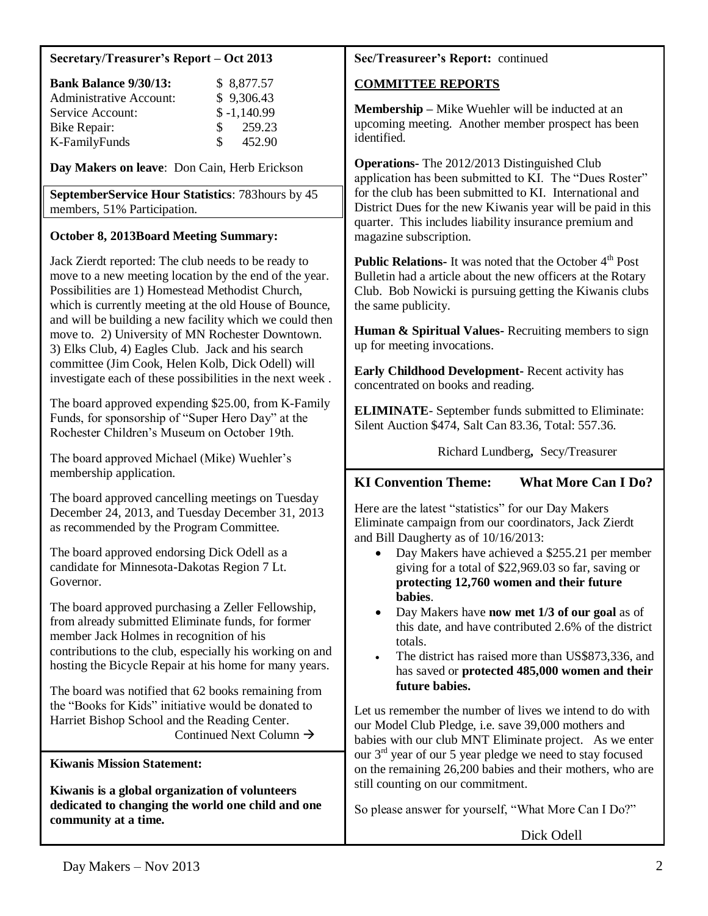### Secretary/Treasurer's Report – Oct 2013

| | |
|---|---|
| **Bank Balance 9/30/13:** | $ 8,877.57 |
| Administrative Account: | $ 9,306.43 |
| Service Account: | $ -1,140.99 |
| Bike Repair: | $ 259.23 |
| K-FamilyFunds | $ 452.90 |

**Day Makers on leave**: Don Cain, Herb Erickson

**SeptemberService Hour Statistics**: 783hours by 45 members, 51% Participation.

**October 8, 2013Board Meeting Summary:**

Jack Zierdt reported: The club needs to be ready to move to a new meeting location by the end of the year. Possibilities are 1) Homestead Methodist Church, which is currently meeting at the old House of Bounce, and will be building a new facility which we could then move to. 2) University of MN Rochester Downtown. 3) Elks Club, 4) Eagles Club. Jack and his search committee (Jim Cook, Helen Kolb, Dick Odell) will investigate each of these possibilities in the next week .

The board approved expending $25.00, from K-Family Funds, for sponsorship of "Super Hero Day" at the Rochester Children's Museum on October 19th.

The board approved Michael (Mike) Wuehler's membership application.

The board approved cancelling meetings on Tuesday December 24, 2013, and Tuesday December 31, 2013 as recommended by the Program Committee.

The board approved endorsing Dick Odell as a candidate for Minnesota-Dakotas Region 7 Lt. Governor.

The board approved purchasing a Zeller Fellowship, from already submitted Eliminate funds, for former member Jack Holmes in recognition of his contributions to the club, especially his working on and hosting the Bicycle Repair at his home for many years.

The board was notified that 62 books remaining from the "Books for Kids" initiative would be donated to Harriet Bishop School and the Reading Center.

**Sec/Treasureer's Report:** continued

**COMMITTEE REPORTS**

**Membership –** Mike Wuehler will be inducted at an upcoming meeting. Another member prospect has been identified.

**Operations-** The 2012/2013 Distinguished Club application has been submitted to KI. The "Dues Roster" for the club has been submitted to KI. International and District Dues for the new Kiwanis year will be paid in this quarter. This includes liability insurance premium and magazine subscription.

**Public Relations-** It was noted that the October 4th Post Bulletin had a article about the new officers at the Rotary Club. Bob Nowicki is pursuing getting the Kiwanis clubs the same publicity.

**Human & Spiritual Values-** Recruiting members to sign up for meeting invocations.

**Early Childhood Development-** Recent activity has concentrated on books and reading.

**ELIMINATE-** September funds submitted to Eliminate: Silent Auction $474, Salt Can 83.36, Total: 557.36.

Richard Lundberg**,** Secy/Treasurer

### Kiwanis Mission Statement:

**Kiwanis is a global organization of volunteers dedicated to changing the world one child and one community at a time.**

### KI Convention Theme: What More Can I Do?

Here are the latest "statistics" for our Day Makers Eliminate campaign from our coordinators, Jack Zierdt and Bill Daugherty as of 10/16/2013:

- Day Makers have achieved a $255.21 per member giving for a total of $22,969.03 so far, saving or **protecting 12,760 women and their future babies**.
- Day Makers have **now met 1/3 of our goal** as of this date, and have contributed 2.6% of the district totals.
- The district has raised more than US$873,336, and has saved or **protected 485,000 women and their future babies.**

Let us remember the number of lives we intend to do with our Model Club Pledge, i.e. save 39,000 mothers and babies with our club MNT Eliminate project. As we enter our 3rd year of our 5 year pledge we need to stay focused on the remaining 26,200 babies and their mothers, who are still counting on our commitment.

So please answer for yourself, "What More Can I Do?"

Dick Odell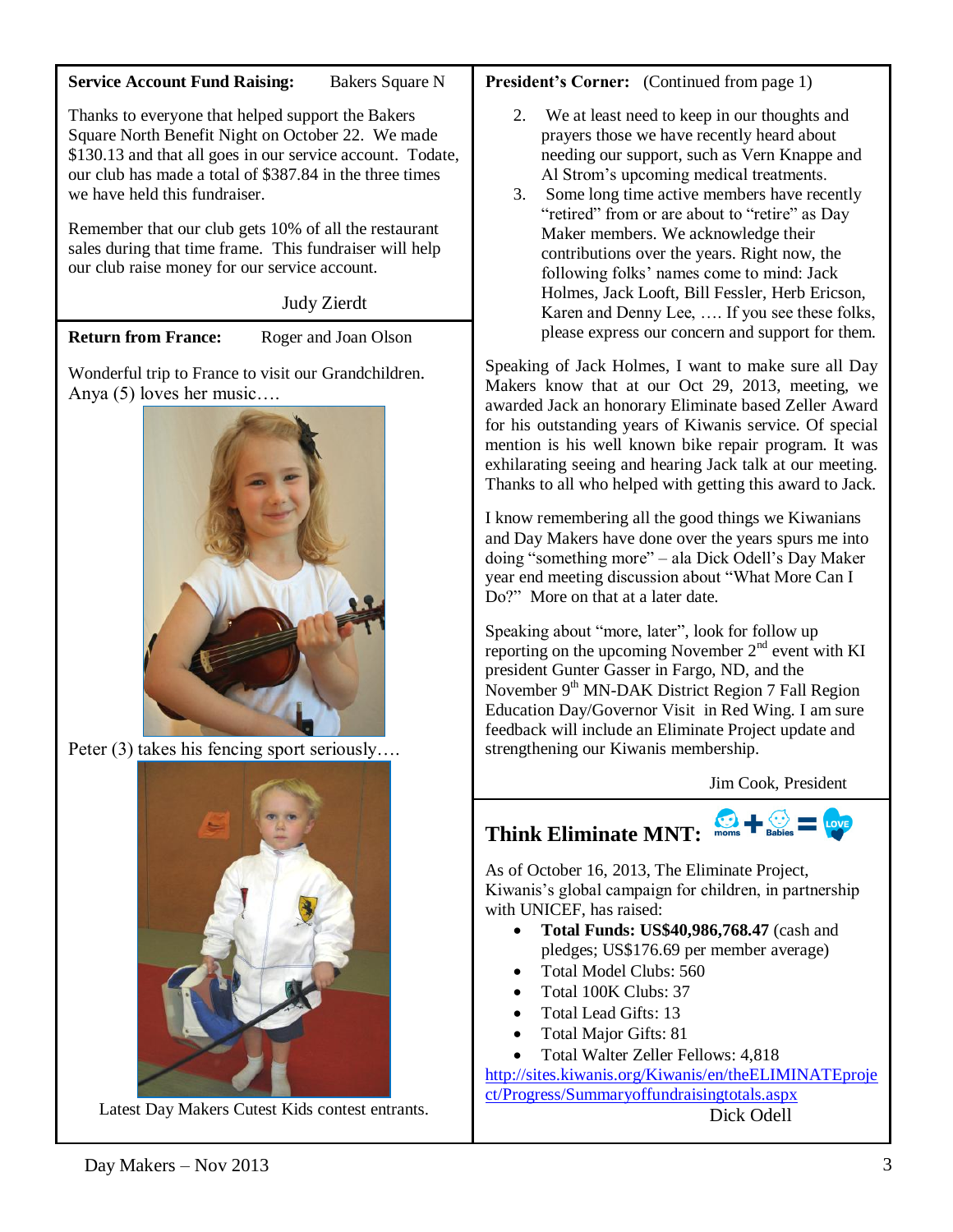**Service Account Fund Raising:** Bakers Square N

Thanks to everyone that helped support the Bakers Square North Benefit Night on October 22. We made $130.13 and that all goes in our service account. Todate, our club has made a total of $387.84 in the three times we have held this fundraiser.

Remember that our club gets 10% of all the restaurant sales during that time frame. This fundraiser will help our club raise money for our service account.

Judy Zierdt

**Return from France:** Roger and Joan Olson

Wonderful trip to France to visit our Grandchildren. Anya (5) loves her music….

Peter (3) takes his fencing sport seriously….

Latest Day Makers Cutest Kids contest entrants.

**President's Corner:** (Continued from page 1)

2. We at least need to keep in our thoughts and prayers those we have recently heard about needing our support, such as Vern Knappe and Al Strom's upcoming medical treatments.
3. Some long time active members have recently "retired" from or are about to "retire" as Day Maker members. We acknowledge their contributions over the years. Right now, the following folks' names come to mind: Jack Holmes, Jack Looft, Bill Fessler, Herb Ericson, Karen and Denny Lee, …. If you see these folks, please express our concern and support for them.

Speaking of Jack Holmes, I want to make sure all Day Makers know that at our Oct 29, 2013, meeting, we awarded Jack an honorary Eliminate based Zeller Award for his outstanding years of Kiwanis service. Of special mention is his well known bike repair program. It was exhilarating seeing and hearing Jack talk at our meeting. Thanks to all who helped with getting this award to Jack.

I know remembering all the good things we Kiwanians and Day Makers have done over the years spurs me into doing "something more" – ala Dick Odell's Day Maker year end meeting discussion about "What More Can I Do?" More on that at a later date.

Speaking about "more, later", look for follow up reporting on the upcoming November 2nd event with KI president Gunter Gasser in Fargo, ND, and the November 9th MN-DAK District Region 7 Fall Region Education Day/Governor Visit in Red Wing. I am sure feedback will include an Eliminate Project update and strengthening our Kiwanis membership.

Jim Cook, President

## Think Eliminate MNT:

As of October 16, 2013, The Eliminate Project, Kiwanis's global campaign for children, in partnership with UNICEF, has raised:

- **Total Funds: US$40,986,768.47** (cash and pledges; US$176.69 per member average)
- Total Model Clubs: 560
- Total 100K Clubs: 37
- Total Lead Gifts: 13
- Total Major Gifts: 81
- Total Walter Zeller Fellows: 4,818

http://sites.kiwanis.org/Kiwanis/en/theELIMINATEproject/Progress/Summaryoffundraisingtotals.aspx

Dick Odell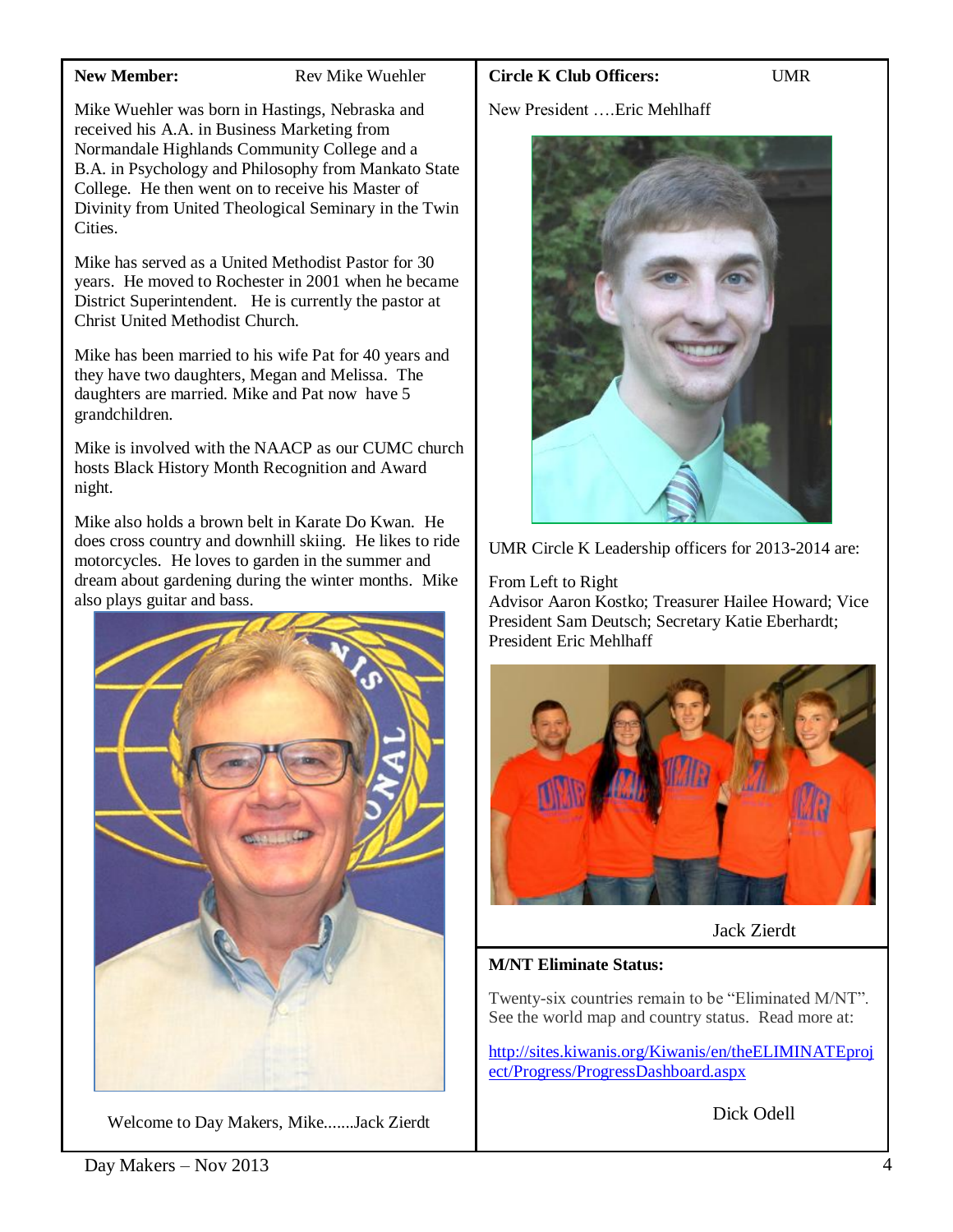**New Member:** Rev Mike Wuehler

Mike Wuehler was born in Hastings, Nebraska and received his A.A. in Business Marketing from Normandale Highlands Community College and a B.A. in Psychology and Philosophy from Mankato State College. He then went on to receive his Master of Divinity from United Theological Seminary in the Twin Cities.

Mike has served as a United Methodist Pastor for 30 years. He moved to Rochester in 2001 when he became District Superintendent. He is currently the pastor at Christ United Methodist Church.

Mike has been married to his wife Pat for 40 years and they have two daughters, Megan and Melissa. The daughters are married. Mike and Pat now have 5 grandchildren.

Mike is involved with the NAACP as our CUMC church hosts Black History Month Recognition and Award night.

Mike also holds a brown belt in Karate Do Kwan. He does cross country and downhill skiing. He likes to ride motorcycles. He loves to garden in the summer and dream about gardening during the winter months. Mike also plays guitar and bass.

Welcome to Day Makers, Mike.......Jack Zierdt

**Circle K Club Officers:** UMR

New President ….Eric Mehlhaff

UMR Circle K Leadership officers for 2013-2014 are:

From Left to Right
Advisor Aaron Kostko; Treasurer Hailee Howard; Vice President Sam Deutsch; Secretary Katie Eberhardt; President Eric Mehlhaff

Jack Zierdt

**M/NT Eliminate Status:**

Twenty-six countries remain to be "Eliminated M/NT". See the world map and country status. Read more at:

http://sites.kiwanis.org/Kiwanis/en/theELIMINATEproject/Progress/ProgressDashboard.aspx

Dick Odell

Day Makers – Nov 2013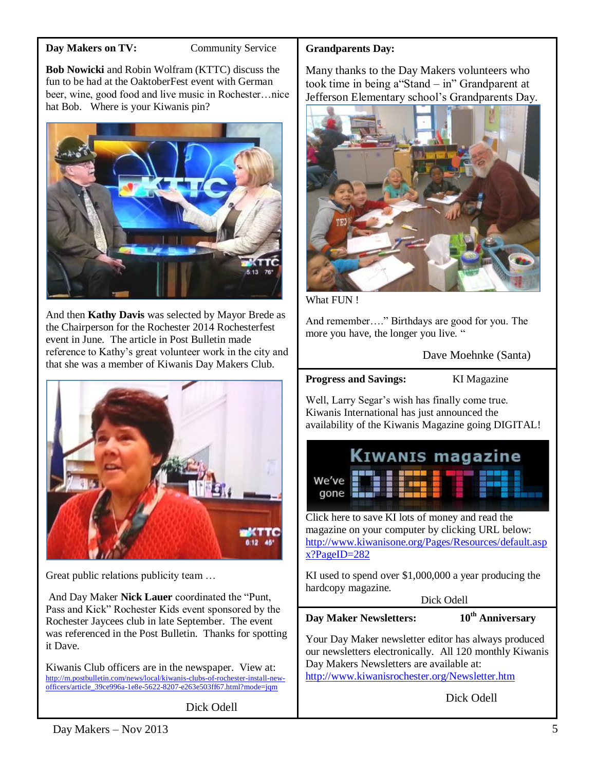**Day Makers on TV:** Community Service

**Bob Nowicki** and Robin Wolfram (KTTC) discuss the fun to be had at the OaktoberFest event with German beer, wine, good food and live music in Rochester…nice hat Bob. Where is your Kiwanis pin?

And then **Kathy Davis** was selected by Mayor Brede as the Chairperson for the Rochester 2014 Rochesterfest event in June. The article in Post Bulletin made reference to Kathy's great volunteer work in the city and that she was a member of Kiwanis Day Makers Club.

Great public relations publicity team …

And Day Maker **Nick Lauer** coordinated the "Punt, Pass and Kick" Rochester Kids event sponsored by the Rochester Jaycees club in late September. The event was referenced in the Post Bulletin. Thanks for spotting it Dave.

Kiwanis Club officers are in the newspaper. View at: http://m.postbulletin.com/news/local/kiwanis-clubs-of-rochester-install-new-officers/article_39ce996a-1e8e-5622-8207-e263e503ff67.html?mode=jqm

Dick Odell

**Grandparents Day:**

Many thanks to the Day Makers volunteers who took time in being a"Stand – in" Grandparent at Jefferson Elementary school's Grandparents Day.

What FUN !

And remember…." Birthdays are good for you. The more you have, the longer you live. "

Dave Moehnke (Santa)

**Progress and Savings:** KI Magazine

Well, Larry Segar's wish has finally come true. Kiwanis International has just announced the availability of the Kiwanis Magazine going DIGITAL!

Click here to save KI lots of money and read the magazine on your computer by clicking URL below: http://www.kiwanisone.org/Pages/Resources/default.aspx?PageID=282

KI used to spend over $1,000,000 a year producing the hardcopy magazine.

Dick Odell

**Day Maker Newsletters:** **10th Anniversary**

Your Day Maker newsletter editor has always produced our newsletters electronically. All 120 monthly Kiwanis Day Makers Newsletters are available at: http://www.kiwanisrochester.org/Newsletter.htm

Dick Odell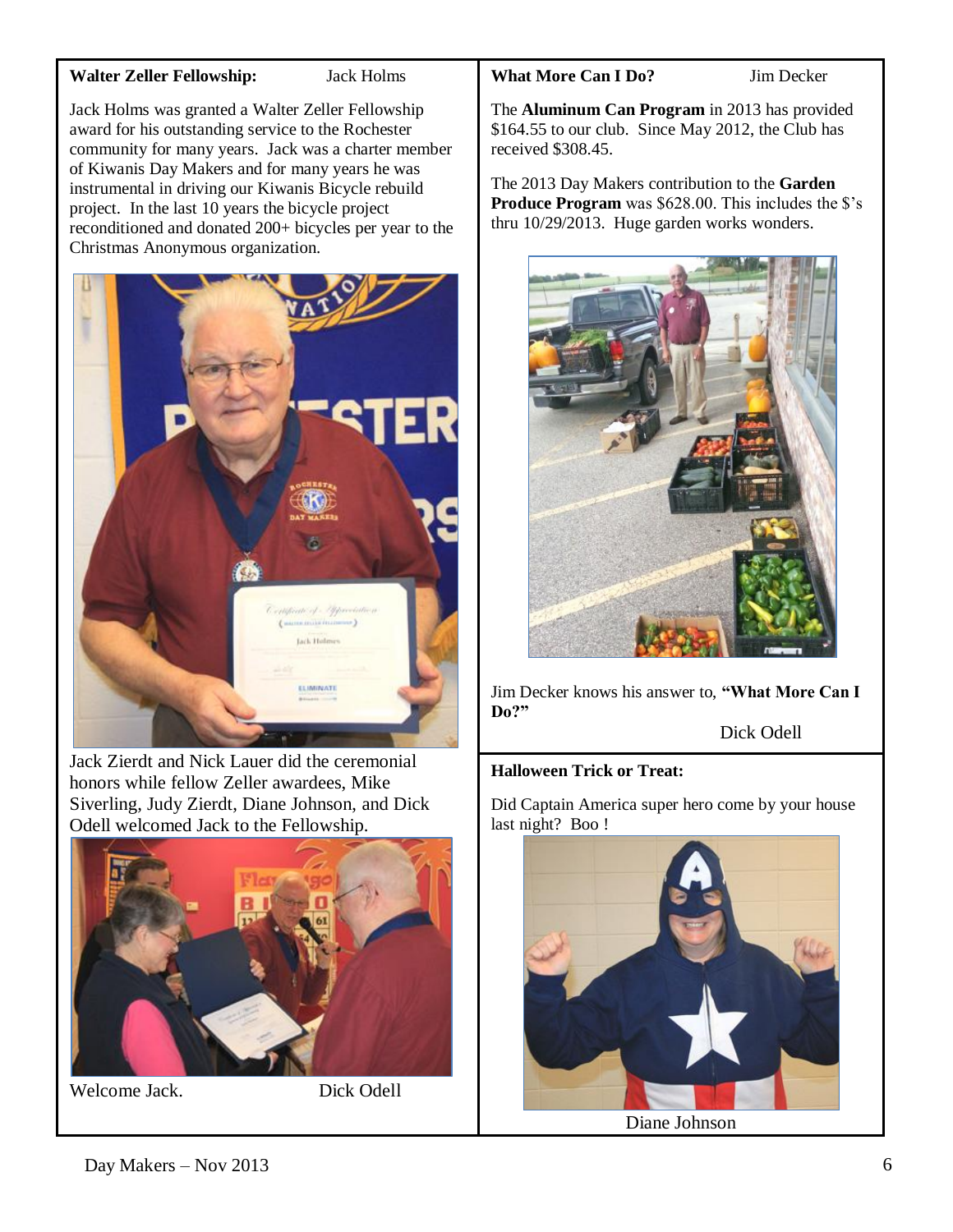**Walter Zeller Fellowship:** Jack Holms

Jack Holms was granted a Walter Zeller Fellowship award for his outstanding service to the Rochester community for many years. Jack was a charter member of Kiwanis Day Makers and for many years he was instrumental in driving our Kiwanis Bicycle rebuild project. In the last 10 years the bicycle project reconditioned and donated 200+ bicycles per year to the Christmas Anonymous organization.

Jack Zierdt and Nick Lauer did the ceremonial honors while fellow Zeller awardees, Mike Siverling, Judy Zierdt, Diane Johnson, and Dick Odell welcomed Jack to the Fellowship.

Welcome Jack. Dick Odell

**What More Can I Do?** Jim Decker

The **Aluminum Can Program** in 2013 has provided $164.55 to our club. Since May 2012, the Club has received $308.45.

The 2013 Day Makers contribution to the **Garden Produce Program** was $628.00. This includes the $'s thru 10/29/2013. Huge garden works wonders.

Jim Decker knows his answer to, **"What More Can I Do?"**

Dick Odell

**Halloween Trick or Treat:**

Did Captain America super hero come by your house last night? Boo !

Diane Johnson